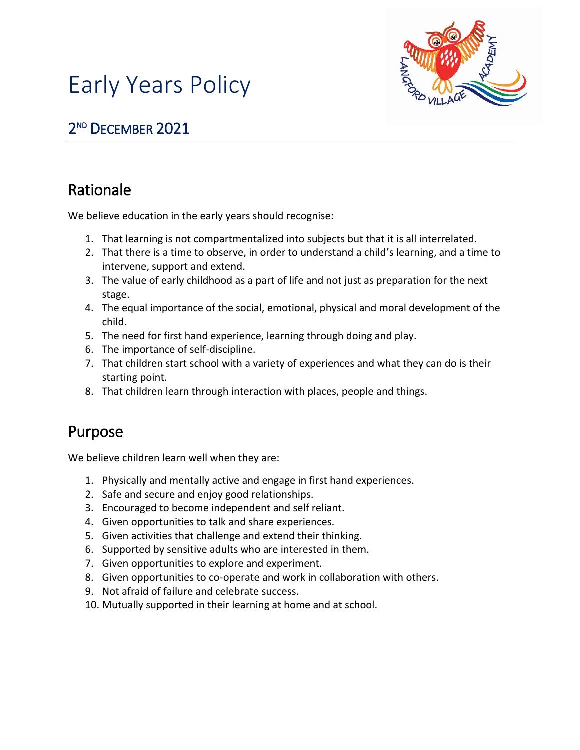# Early Years Policy

## 2ND DECEMBER 2021

## Rationale

We believe education in the early years should recognise:

1. That learning is not compartmentalized into subjects but that it is all interrelated.
2. That there is a time to observe, in order to understand a child's learning, and a time to intervene, support and extend.
3. The value of early childhood as a part of life and not just as preparation for the next stage.
4. The equal importance of the social, emotional, physical and moral development of the child.
5. The need for first hand experience, learning through doing and play.
6. The importance of self-discipline.
7. That children start school with a variety of experiences and what they can do is their starting point.
8. That children learn through interaction with places, people and things.

## Purpose

We believe children learn well when they are:

1. Physically and mentally active and engage in first hand experiences.
2. Safe and secure and enjoy good relationships.
3. Encouraged to become independent and self reliant.
4. Given opportunities to talk and share experiences.
5. Given activities that challenge and extend their thinking.
6. Supported by sensitive adults who are interested in them.
7. Given opportunities to explore and experiment.
8. Given opportunities to co-operate and work in collaboration with others.
9. Not afraid of failure and celebrate success.
10. Mutually supported in their learning at home and at school.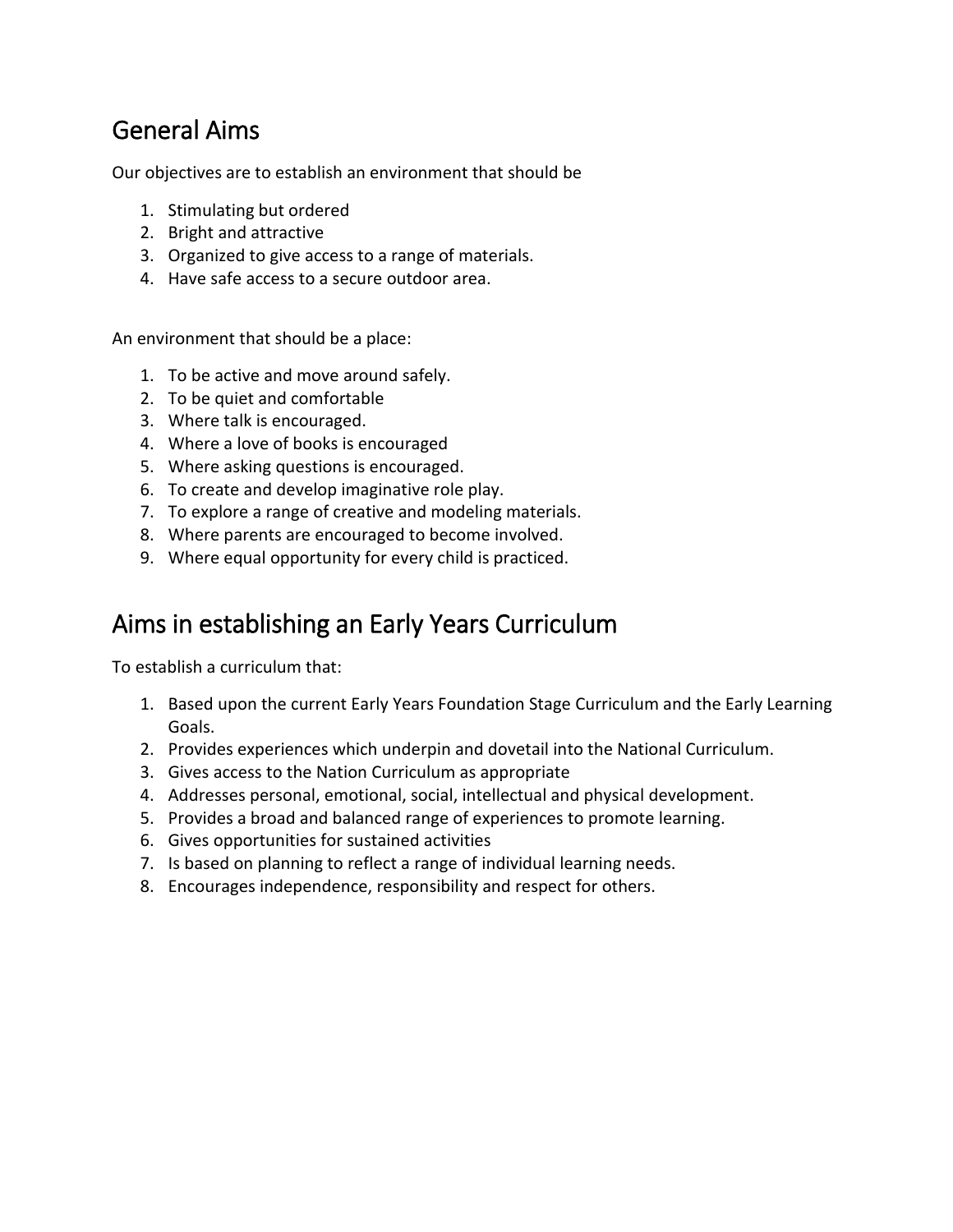## General Aims

Our objectives are to establish an environment that should be

1. Stimulating but ordered
2. Bright and attractive
3. Organized to give access to a range of materials.
4. Have safe access to a secure outdoor area.

An environment that should be a place:

1. To be active and move around safely.
2. To be quiet and comfortable
3. Where talk is encouraged.
4. Where a love of books is encouraged
5. Where asking questions is encouraged.
6. To create and develop imaginative role play.
7. To explore a range of creative and modeling materials.
8. Where parents are encouraged to become involved.
9. Where equal opportunity for every child is practiced.

## Aims in establishing an Early Years Curriculum

To establish a curriculum that:

1. Based upon the current Early Years Foundation Stage Curriculum and the Early Learning Goals.
2. Provides experiences which underpin and dovetail into the National Curriculum.
3. Gives access to the Nation Curriculum as appropriate
4. Addresses personal, emotional, social, intellectual and physical development.
5. Provides a broad and balanced range of experiences to promote learning.
6. Gives opportunities for sustained activities
7. Is based on planning to reflect a range of individual learning needs.
8. Encourages independence, responsibility and respect for others.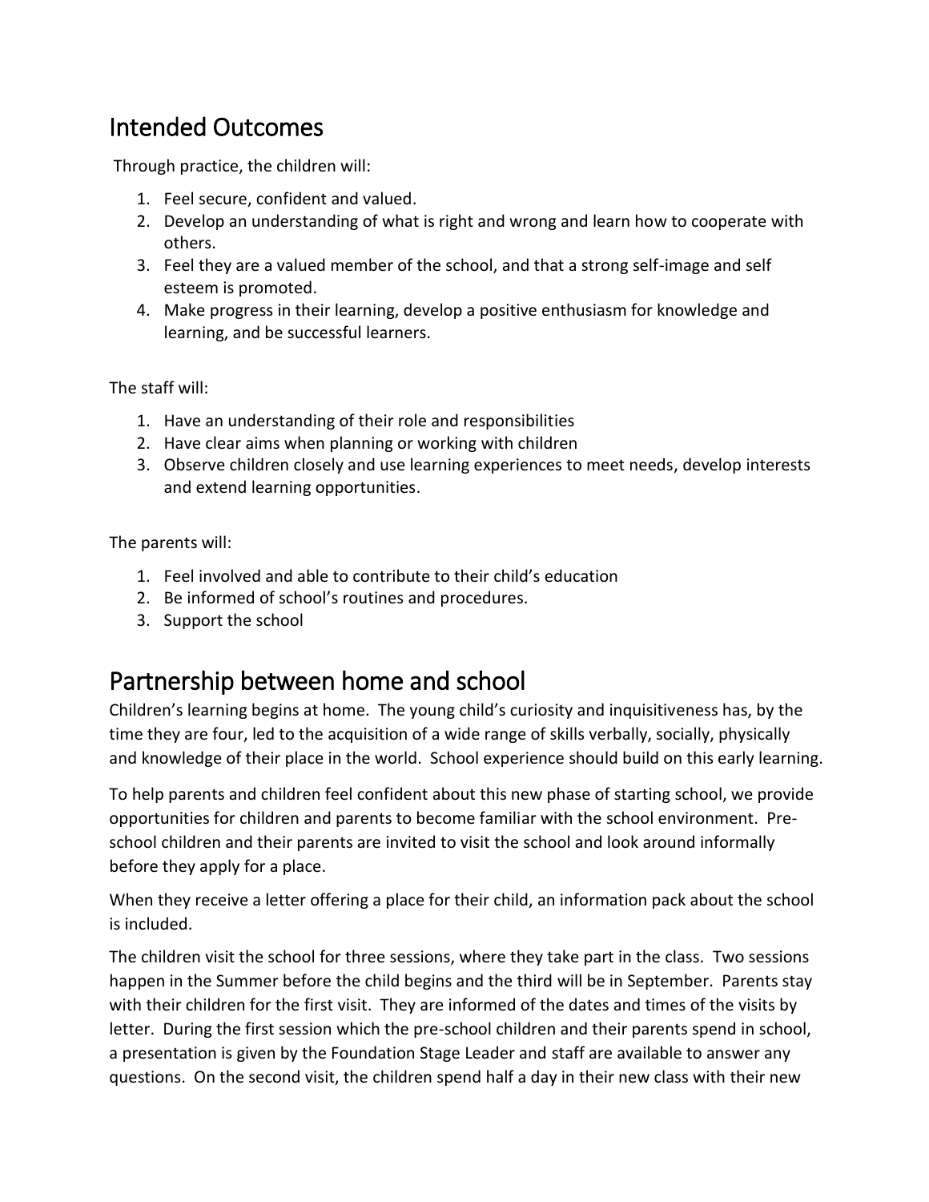## Intended Outcomes

Through practice, the children will:

1. Feel secure, confident and valued.
2. Develop an understanding of what is right and wrong and learn how to cooperate with others.
3. Feel they are a valued member of the school, and that a strong self-image and self esteem is promoted.
4. Make progress in their learning, develop a positive enthusiasm for knowledge and learning, and be successful learners.

The staff will:

1. Have an understanding of their role and responsibilities
2. Have clear aims when planning or working with children
3. Observe children closely and use learning experiences to meet needs, develop interests and extend learning opportunities.

The parents will:

1. Feel involved and able to contribute to their child's education
2. Be informed of school's routines and procedures.
3. Support the school

## Partnership between home and school

Children's learning begins at home. The young child's curiosity and inquisitiveness has, by the time they are four, led to the acquisition of a wide range of skills verbally, socially, physically and knowledge of their place in the world. School experience should build on this early learning.

To help parents and children feel confident about this new phase of starting school, we provide opportunities for children and parents to become familiar with the school environment. Pre-school children and their parents are invited to visit the school and look around informally before they apply for a place.

When they receive a letter offering a place for their child, an information pack about the school is included.

The children visit the school for three sessions, where they take part in the class. Two sessions happen in the Summer before the child begins and the third will be in September. Parents stay with their children for the first visit. They are informed of the dates and times of the visits by letter. During the first session which the pre-school children and their parents spend in school, a presentation is given by the Foundation Stage Leader and staff are available to answer any questions. On the second visit, the children spend half a day in their new class with their new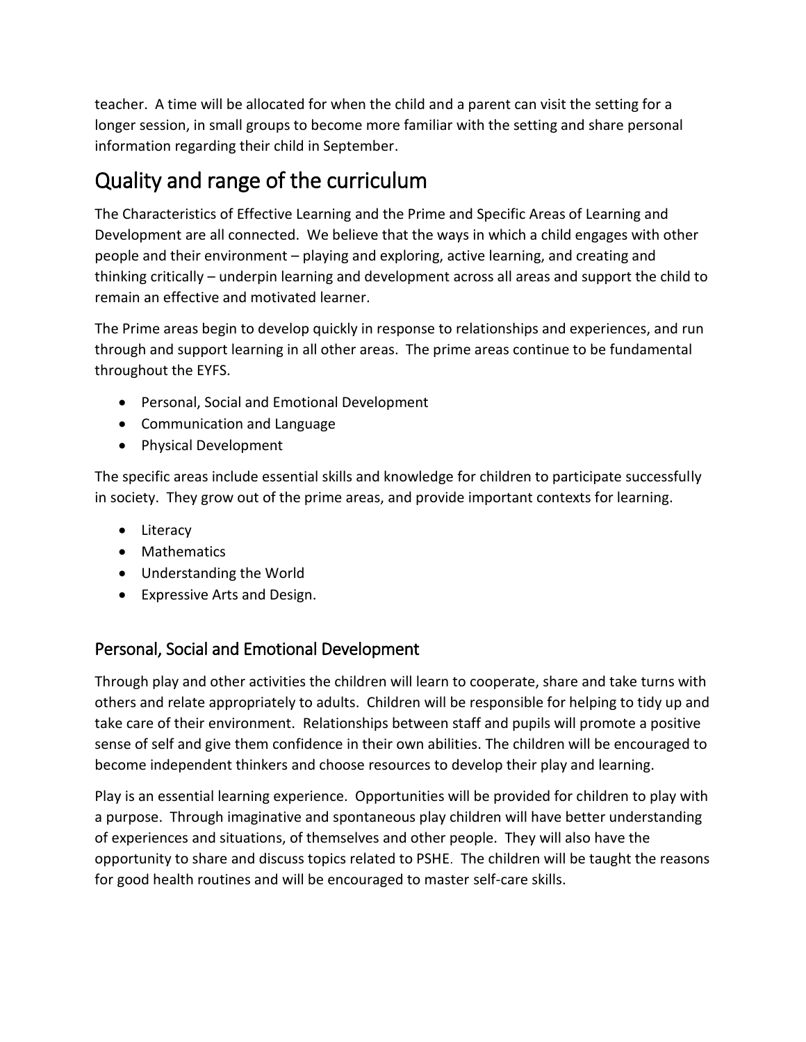teacher. A time will be allocated for when the child and a parent can visit the setting for a longer session, in small groups to become more familiar with the setting and share personal information regarding their child in September.

## Quality and range of the curriculum

The Characteristics of Effective Learning and the Prime and Specific Areas of Learning and Development are all connected. We believe that the ways in which a child engages with other people and their environment – playing and exploring, active learning, and creating and thinking critically – underpin learning and development across all areas and support the child to remain an effective and motivated learner.

The Prime areas begin to develop quickly in response to relationships and experiences, and run through and support learning in all other areas. The prime areas continue to be fundamental throughout the EYFS.

- Personal, Social and Emotional Development
- Communication and Language
- Physical Development

The specific areas include essential skills and knowledge for children to participate successfully in society. They grow out of the prime areas, and provide important contexts for learning.

- Literacy
- Mathematics
- Understanding the World
- Expressive Arts and Design.

### Personal, Social and Emotional Development

Through play and other activities the children will learn to cooperate, share and take turns with others and relate appropriately to adults. Children will be responsible for helping to tidy up and take care of their environment. Relationships between staff and pupils will promote a positive sense of self and give them confidence in their own abilities. The children will be encouraged to become independent thinkers and choose resources to develop their play and learning.

Play is an essential learning experience. Opportunities will be provided for children to play with a purpose. Through imaginative and spontaneous play children will have better understanding of experiences and situations, of themselves and other people. They will also have the opportunity to share and discuss topics related to PSHE. The children will be taught the reasons for good health routines and will be encouraged to master self-care skills.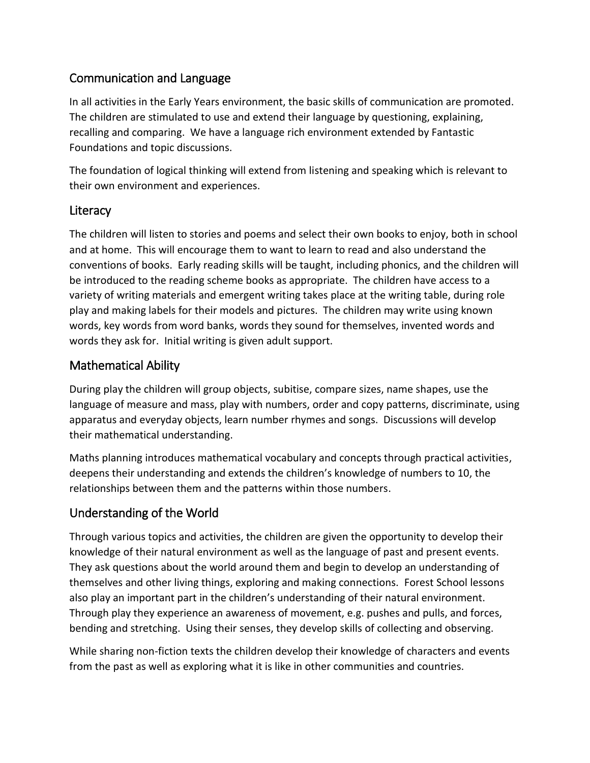## Communication and Language

In all activities in the Early Years environment, the basic skills of communication are promoted. The children are stimulated to use and extend their language by questioning, explaining, recalling and comparing. We have a language rich environment extended by Fantastic Foundations and topic discussions.

The foundation of logical thinking will extend from listening and speaking which is relevant to their own environment and experiences.

## Literacy

The children will listen to stories and poems and select their own books to enjoy, both in school and at home. This will encourage them to want to learn to read and also understand the conventions of books. Early reading skills will be taught, including phonics, and the children will be introduced to the reading scheme books as appropriate. The children have access to a variety of writing materials and emergent writing takes place at the writing table, during role play and making labels for their models and pictures. The children may write using known words, key words from word banks, words they sound for themselves, invented words and words they ask for. Initial writing is given adult support.

## Mathematical Ability

During play the children will group objects, subitise, compare sizes, name shapes, use the language of measure and mass, play with numbers, order and copy patterns, discriminate, using apparatus and everyday objects, learn number rhymes and songs. Discussions will develop their mathematical understanding.

Maths planning introduces mathematical vocabulary and concepts through practical activities, deepens their understanding and extends the children's knowledge of numbers to 10, the relationships between them and the patterns within those numbers.

## Understanding of the World

Through various topics and activities, the children are given the opportunity to develop their knowledge of their natural environment as well as the language of past and present events. They ask questions about the world around them and begin to develop an understanding of themselves and other living things, exploring and making connections. Forest School lessons also play an important part in the children's understanding of their natural environment. Through play they experience an awareness of movement, e.g. pushes and pulls, and forces, bending and stretching. Using their senses, they develop skills of collecting and observing.

While sharing non-fiction texts the children develop their knowledge of characters and events from the past as well as exploring what it is like in other communities and countries.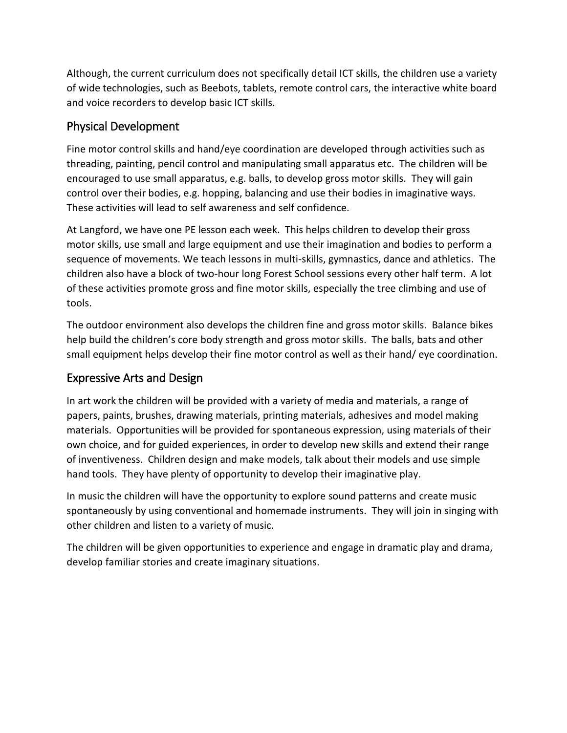Although, the current curriculum does not specifically detail ICT skills, the children use a variety of wide technologies, such as Beebots, tablets, remote control cars, the interactive white board and voice recorders to develop basic ICT skills.

## Physical Development

Fine motor control skills and hand/eye coordination are developed through activities such as threading, painting, pencil control and manipulating small apparatus etc. The children will be encouraged to use small apparatus, e.g. balls, to develop gross motor skills. They will gain control over their bodies, e.g. hopping, balancing and use their bodies in imaginative ways. These activities will lead to self awareness and self confidence.

At Langford, we have one PE lesson each week. This helps children to develop their gross motor skills, use small and large equipment and use their imagination and bodies to perform a sequence of movements. We teach lessons in multi-skills, gymnastics, dance and athletics. The children also have a block of two-hour long Forest School sessions every other half term. A lot of these activities promote gross and fine motor skills, especially the tree climbing and use of tools.

The outdoor environment also develops the children fine and gross motor skills. Balance bikes help build the children's core body strength and gross motor skills. The balls, bats and other small equipment helps develop their fine motor control as well as their hand/ eye coordination.

## Expressive Arts and Design

In art work the children will be provided with a variety of media and materials, a range of papers, paints, brushes, drawing materials, printing materials, adhesives and model making materials. Opportunities will be provided for spontaneous expression, using materials of their own choice, and for guided experiences, in order to develop new skills and extend their range of inventiveness. Children design and make models, talk about their models and use simple hand tools. They have plenty of opportunity to develop their imaginative play.

In music the children will have the opportunity to explore sound patterns and create music spontaneously by using conventional and homemade instruments. They will join in singing with other children and listen to a variety of music.

The children will be given opportunities to experience and engage in dramatic play and drama, develop familiar stories and create imaginary situations.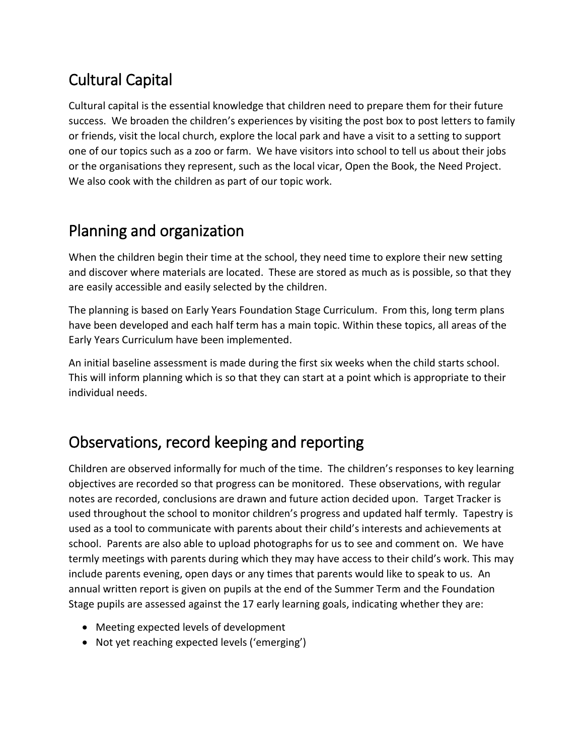## Cultural Capital

Cultural capital is the essential knowledge that children need to prepare them for their future success. We broaden the children's experiences by visiting the post box to post letters to family or friends, visit the local church, explore the local park and have a visit to a setting to support one of our topics such as a zoo or farm. We have visitors into school to tell us about their jobs or the organisations they represent, such as the local vicar, Open the Book, the Need Project. We also cook with the children as part of our topic work.

## Planning and organization

When the children begin their time at the school, they need time to explore their new setting and discover where materials are located. These are stored as much as is possible, so that they are easily accessible and easily selected by the children.

The planning is based on Early Years Foundation Stage Curriculum. From this, long term plans have been developed and each half term has a main topic. Within these topics, all areas of the Early Years Curriculum have been implemented.

An initial baseline assessment is made during the first six weeks when the child starts school. This will inform planning which is so that they can start at a point which is appropriate to their individual needs.

## Observations, record keeping and reporting

Children are observed informally for much of the time. The children's responses to key learning objectives are recorded so that progress can be monitored. These observations, with regular notes are recorded, conclusions are drawn and future action decided upon. Target Tracker is used throughout the school to monitor children's progress and updated half termly. Tapestry is used as a tool to communicate with parents about their child's interests and achievements at school. Parents are also able to upload photographs for us to see and comment on. We have termly meetings with parents during which they may have access to their child's work. This may include parents evening, open days or any times that parents would like to speak to us. An annual written report is given on pupils at the end of the Summer Term and the Foundation Stage pupils are assessed against the 17 early learning goals, indicating whether they are:

- Meeting expected levels of development
- Not yet reaching expected levels ('emerging')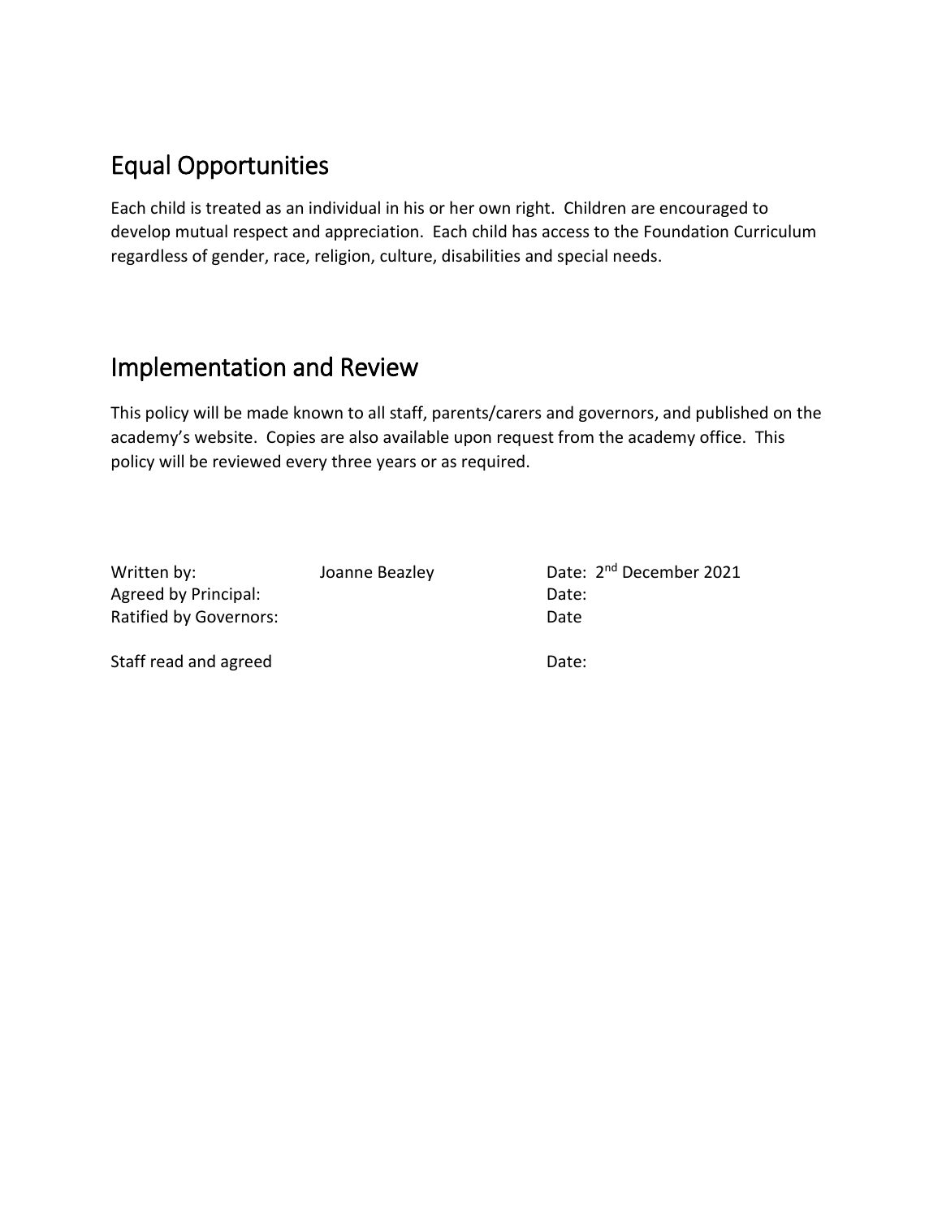## Equal Opportunities

Each child is treated as an individual in his or her own right. Children are encouraged to develop mutual respect and appreciation. Each child has access to the Foundation Curriculum regardless of gender, race, religion, culture, disabilities and special needs.

## Implementation and Review

This policy will be made known to all staff, parents/carers and governors, and published on the academy's website. Copies are also available upon request from the academy office. This policy will be reviewed every three years or as required.

| | | |
|---|---|---|
| Written by: | Joanne Beazley | Date: 2nd December 2021 |
| Agreed by Principal: | | Date: |
| Ratified by Governors: | | Date |
| Staff read and agreed | | Date: |